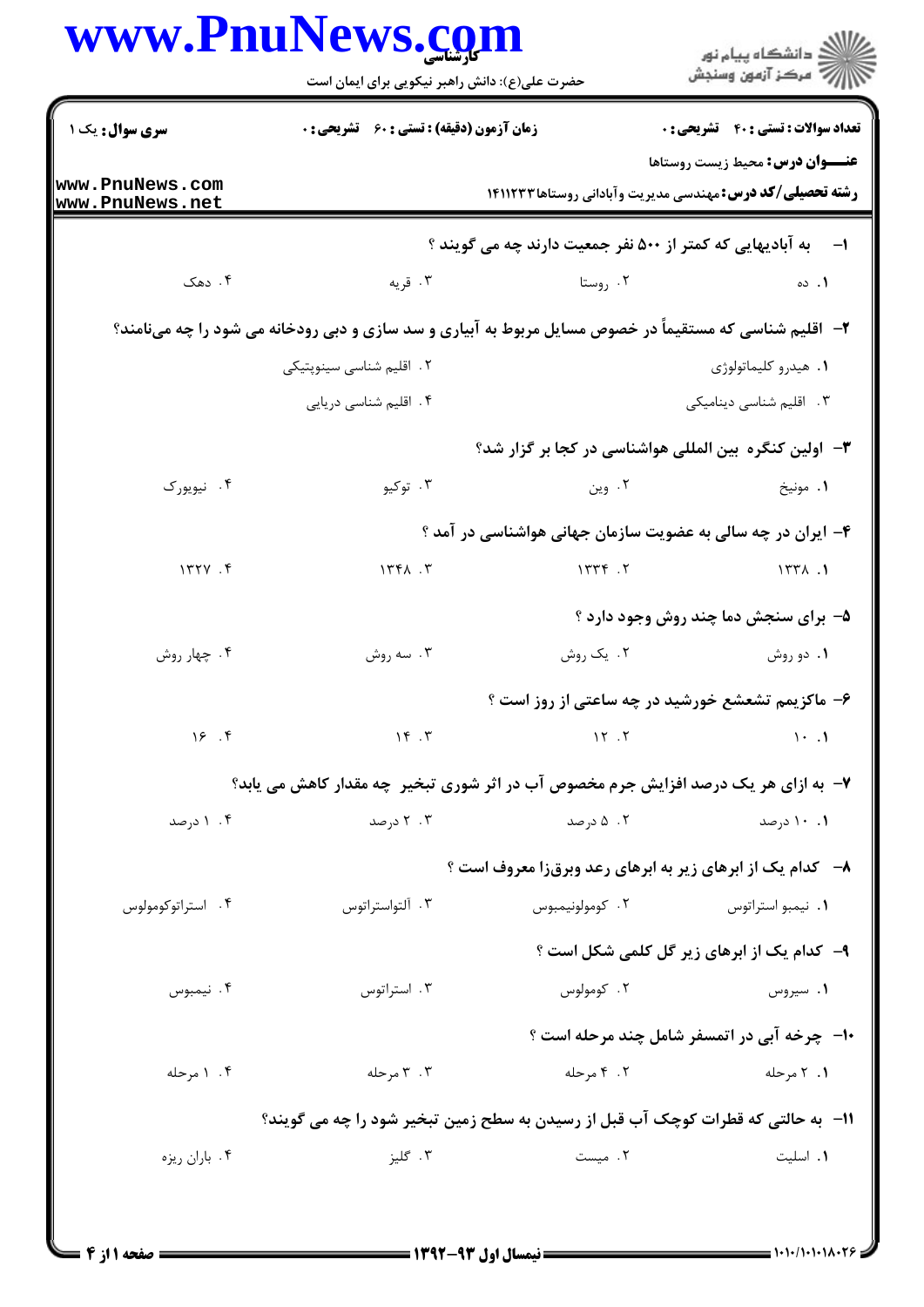**تعداد سوالات : تستی : ۴۰ تشریحی : ۰** | **زمان آزمون (دقیقه) : تستی : ۶۰ تشریحی : ۰** | **سری سوال : یک ۱**

**عنـــوان درس :** محیط زیست روستاها

**رشته تحصیلی/کد درس :** مهندسی مدیریت وآبادانی روستاها ۱۴۱۱۲۳۳

۱- به آبادیهایی که کمتر از ۵۰۰ نفر جمعیت دارند چه می گویند ؟

۱. ده ۲. روستا ۳. قریه ۴. دهک

۲- اقلیم شناسی که مستقیماً در خصوص مسایل مربوط به آبیاری و سد سازی و دبی رودخانه می شود را چه می‌نامند؟

۱. هیدرو کلیماتولوژی ۲. اقلیم شناسی سینوپتیکی

۳. اقلیم شناسی دینامیکی ۴. اقلیم شناسی دریایی

۳- اولین کنگره بین المللی هواشناسی در کجا بر گزار شد؟

۱. مونیخ ۲. وین ۳. توکیو ۴. نیویورک

۴- ایران در چه سالی به عضویت سازمان جهانی هواشناسی در آمد ؟

۱. ۱۳۳۸ ۲. ۱۳۳۴ ۳. ۱۳۴۸ ۴. ۱۳۲۷

۵- برای سنجش دما چند روش وجود دارد ؟

۱. دو روش ۲. یک روش ۳. سه روش ۴. چهار روش

۶- ماکزیمم تشعشع خورشید در چه ساعتی از روز است ؟

۱. ۱۰ ۲. ۱۲ ۳. ۱۴ ۴. ۱۶

۷- به ازای هر یک درصد افزایش جرم مخصوص آب در اثر شوری تبخیر چه مقدار کاهش می یابد؟

۱. ۱۰ درصد ۲. ۵ درصد ۳. ۲ درصد ۴. ۱ درصد

۸- کدام یک از ابرهای زیر به ابرهای رعد وبرق‌زا معروف است ؟

۱. نیمبو استراتوس ۲. کومولونیمبوس ۳. آلتواستراتوس ۴. استراتوکومولوس

۹- کدام یک از ابرهای زیر گل کلمی شکل است ؟

۱. سیروس ۲. کومولوس ۳. استراتوس ۴. نیمبوس

۱۰- چرخه آبی در اتمسفر شامل چند مرحله است ؟

۱. ۲ مرحله ۲. ۴ مرحله ۳. ۳ مرحله ۴. ۱ مرحله

۱۱- به حالتی که قطرات کوچک آب قبل از رسیدن به سطح زمین تبخیر شود را چه می گویند؟

۱. اسلیت ۲. میست ۳. گلیز ۴. باران ریزه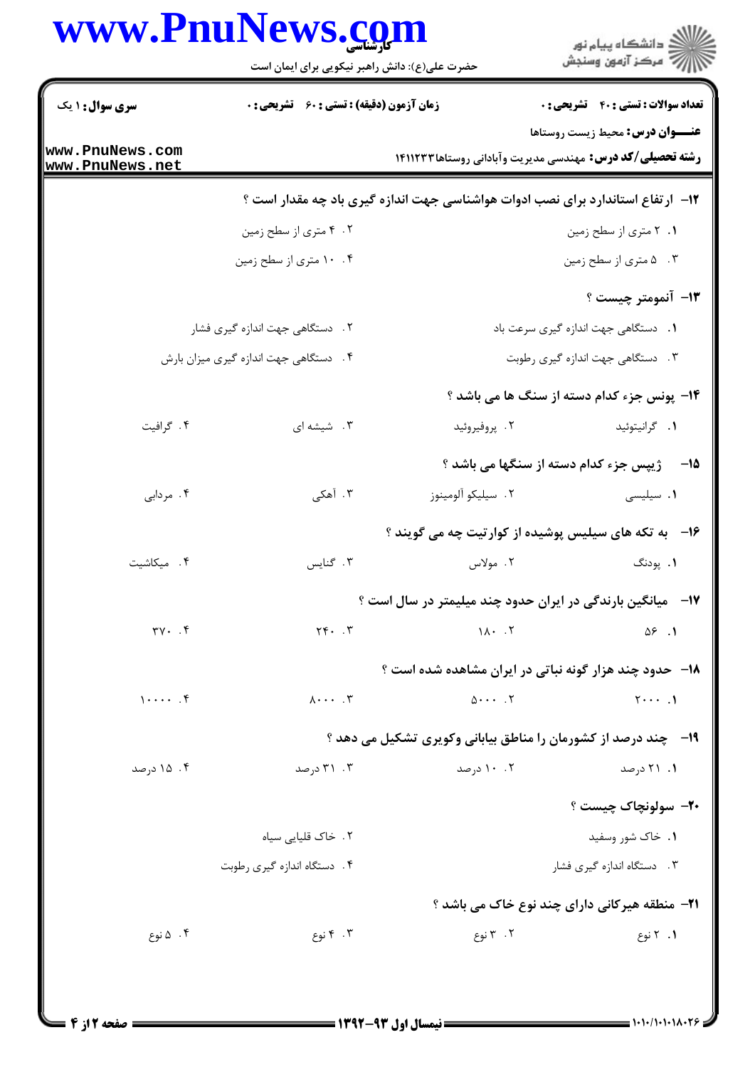**سری سوال:** ۱ یک | **زمان آزمون (دقیقه) : تستی :** ۶۰ **تشریحی :** ۰ | **تعداد سوالات : تستی :** ۴۰ **تشریحی :** ۰

**عنـــوان درس:** محیط زیست روستاها

**رشته تحصیلی/کد درس:** مهندسی مدیریت وآبادانی روستاها۱۴۱۱۲۳۳

**۱۲-** ارتفاع استاندارد برای نصب ادوات هواشناسی جهت اندازه گیری باد چه مقدار است ؟

۱. ۲ متری از سطح زمین
۲. ۴ متری از سطح زمین
۳. ۵ متری از سطح زمین
۴. ۱۰ متری از سطح زمین

**۱۳-** آنمومتر چیست ؟

۱. دستگاهی جهت اندازه گیری سرعت باد
۲. دستگاهی جهت اندازه گیری فشار
۳. دستگاهی جهت اندازه گیری رطوبت
۴. دستگاهی جهت اندازه گیری میزان بارش

**۱۴-** پونس جزء کدام دسته از سنگ ها می باشد ؟

۱. گرانیتوئید
۲. پروفیروئید
۳. شیشه ای
۴. گرافیت

**۱۵-** ژیپس جزء کدام دسته از سنگها می باشد ؟

۱. سیلیسی
۲. سیلیکو آلومینوز
۳. آهکی
۴. مردابی

**۱۶-** به تکه های سیلیس پوشیده از کوارتیت چه می گویند ؟

۱. پودنگ
۲. مولاس
۳. گنایس
۴. میکاشیت

**۱۷-** میانگین بارندگی در ایران حدود چند میلیمتر در سال است ؟

۱. ۵۶
۲. ۱۸۰
۳. ۲۴۰
۴. ۳۷۰

**۱۸-** حدود چند هزار گونه نباتی در ایران مشاهده شده است ؟

۱. ۲۰۰۰
۲. ۵۰۰۰
۳. ۸۰۰۰
۴. ۱۰۰۰۰

**۱۹-** چند درصد از کشورمان را مناطق بیابانی وکویری تشکیل می دهد ؟

۱. ۲۱ درصد
۲. ۱۰ درصد
۳. ۳۱ درصد
۴. ۱۵ درصد

**۲۰-** سولونچاک چیست ؟

۱. خاک شور وسفید
۲. خاک قلیایی سیاه
۳. دستگاه اندازه گیری فشار
۴. دستگاه اندازه گیری رطوبت

**۲۱-** منطقه هیرکانی دارای چند نوع خاک می باشد ؟

۱. ۲ نوع
۲. ۳ نوع
۳. ۴ نوع
۴. ۵ نوع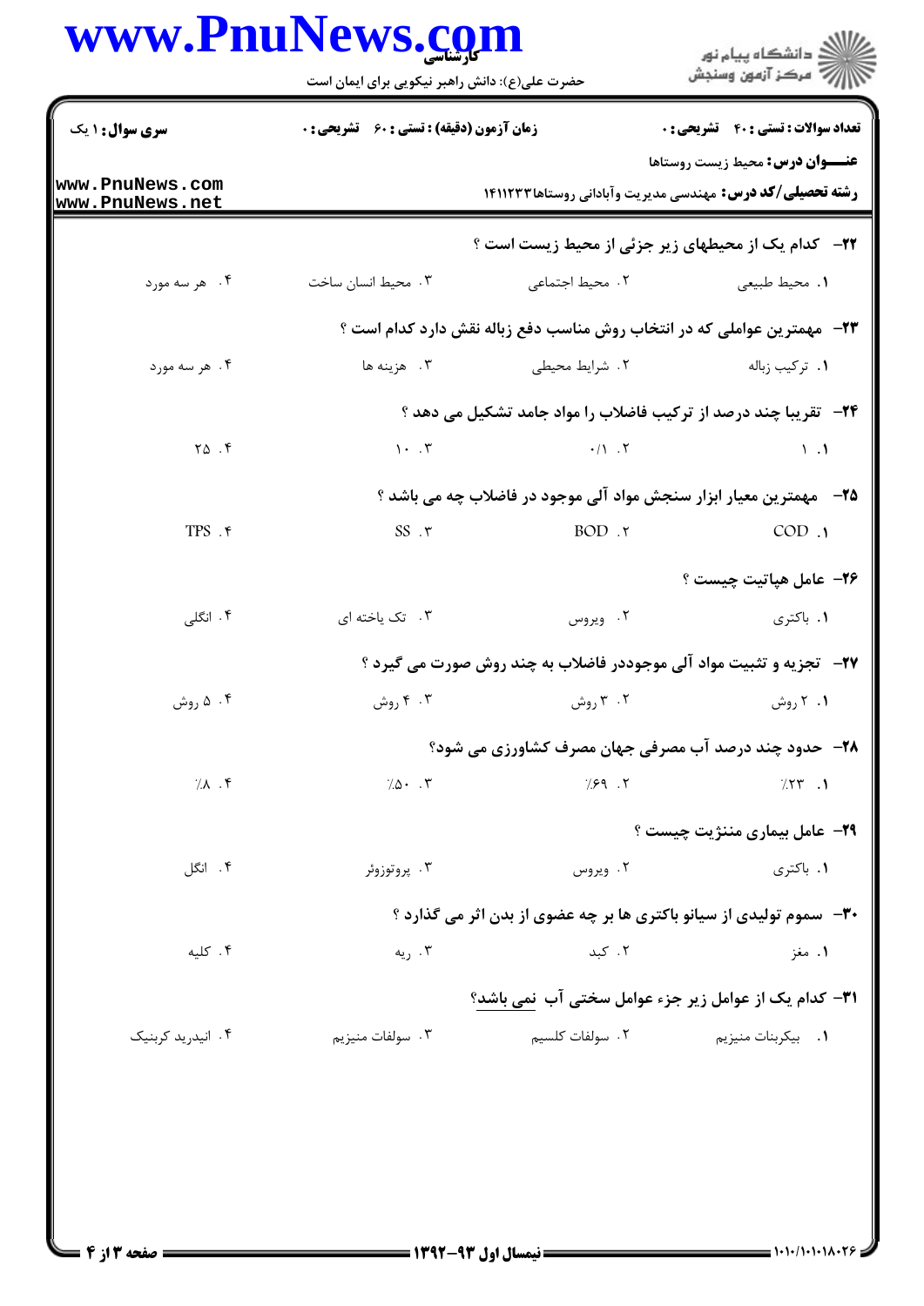۲۲- کدام یک از محیطهای زیر جزئی از محیط زیست است ؟

۱. محیط طبیعی    ۲. محیط اجتماعی    ۳. محیط انسان ساخت    ۴. هر سه مورد

۲۳- مهمترین عواملی که در انتخاب روش مناسب دفع زباله نقش دارد کدام است ؟

۱. ترکیب زباله    ۲. شرایط محیطی    ۳. هزینه ها    ۴. هر سه مورد

۲۴- تقریبا چند درصد از ترکیب فاضلاب را مواد جامد تشکیل می دهد ؟

۱. ۱    ۲. ۰/۱    ۳. ۱۰    ۴. ۲۵

۲۵- مهمترین معیار ابزار سنجش مواد آلی موجود در فاضلاب چه می باشد ؟

۱. COD    ۲. BOD    ۳. SS    ۴. TPS

۲۶- عامل هپاتیت چیست ؟

۱. باکتری    ۲. ویروس    ۳. تک یاخته ای    ۴. انگلی

۲۷- تجزیه و تثبیت مواد آلی موجوددر فاضلاب به چند روش صورت می گیرد ؟

۱. ۲ روش    ۲. ۳ روش    ۳. ۴ روش    ۴. ۵ روش

۲۸- حدود چند درصد آب مصرفی جهان مصرف کشاورزی می شود؟

۱. ٪۲۳    ۲. ٪۶۹    ۳. ٪۵۰    ۴. ٪۸

۲۹- عامل بیماری منژیت چیست ؟

۱. باکتری    ۲. ویروس    ۳. پروتوزوئر    ۴. انگل

۳۰- سموم تولیدی از سیانو باکتری ها بر چه عضوی از بدن اثر می گذارد ؟

۱. مغز    ۲. کبد    ۳. ریه    ۴. کلیه

۳۱- کدام یک از عوامل زیر جزء عوامل سختی آب نمی باشد؟

۱. بیکربنات منیزیم    ۲. سولفات کلسیم    ۳. سولفات منیزیم    ۴. انیدرید کربنیک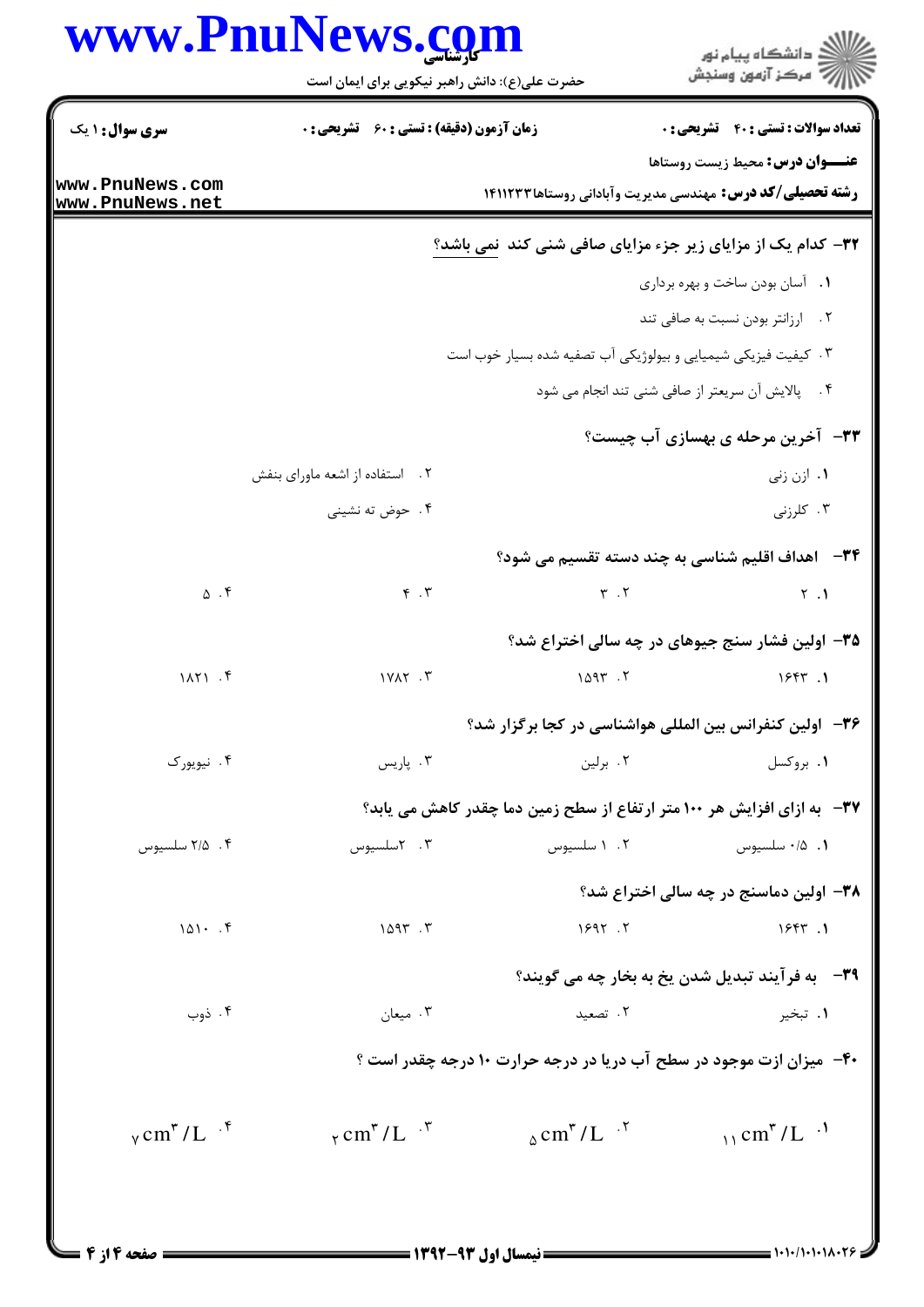**سری سوال:** ۱ یک

**زمان آزمون (دقیقه):** تستی : ۶۰ تشریحی : ۰

**تعداد سوالات:** تستی : ۴۰ تشریحی : ۰

**عنـــوان درس:** محیط زیست روستاها

**رشته تحصیلی/کد درس:** مهندسی مدیریت وآبادانی روستاها۱۴۱۱۲۳۳

۳۲- کدام یک از مزایای زیر جزء مزایای صافی شنی کند نمی باشد؟

۱. آسان بودن ساخت و بهره برداری

۲. ارزانتر بودن نسبت به صافی تند

۳. کیفیت فیزیکی شیمیایی و بیولوژیکی آب تصفیه شده بسیار خوب است

۴. پالایش آن سریعتر از صافی شنی تند انجام می شود

۳۳- آخرین مرحله ی بهسازی آب چیست؟

۱. ازن زنی

۲. استفاده از اشعه ماورای بنفش

۳. کلرزنی

۴. حوض ته نشینی

۳۴- اهداف اقلیم شناسی به چند دسته تقسیم می شود؟

۱. ۲

۲. ۳

۳. ۴

۴. ۵

۳۵- اولین فشار سنج جیوهای در چه سالی اختراع شد؟

۱. ۱۶۴۳

۲. ۱۵۹۳

۳. ۱۷۸۲

۴. ۱۸۲۱

۳۶- اولین کنفرانس بین المللی هواشناسی در کجا برگزار شد؟

۱. بروکسل

۲. برلین

۳. پاریس

۴. نیویورک

۳۷- به ازای افزایش هر ۱۰۰ متر ارتفاع از سطح زمین دما چقدر کاهش می یابد؟

۱. ۰/۵ سلسیوس

۲. ۱ سلسیوس

۳. ۲سلسیوس

۴. ۲/۵ سلسیوس

۳۸- اولین دماسنج در چه سالی اختراع شد؟

۱. ۱۶۴۳

۲. ۱۶۹۲

۳. ۱۵۹۳

۴. ۱۵۱۰

۳۹- به فرآیند تبدیل شدن یخ به بخار چه می گویند؟

۱. تبخیر

۲. تصعید

۳. میعان

۴. ذوب

۴۰- میزان ازت موجود در سطح آب دریا در درجه حرارت ۱۰ درجه چقدر است ؟

۱. $11\ cm^3/L$

۲. $5\ cm^3/L$

۳. $2\ cm^3/L$

۴. $7\ cm^3/L$